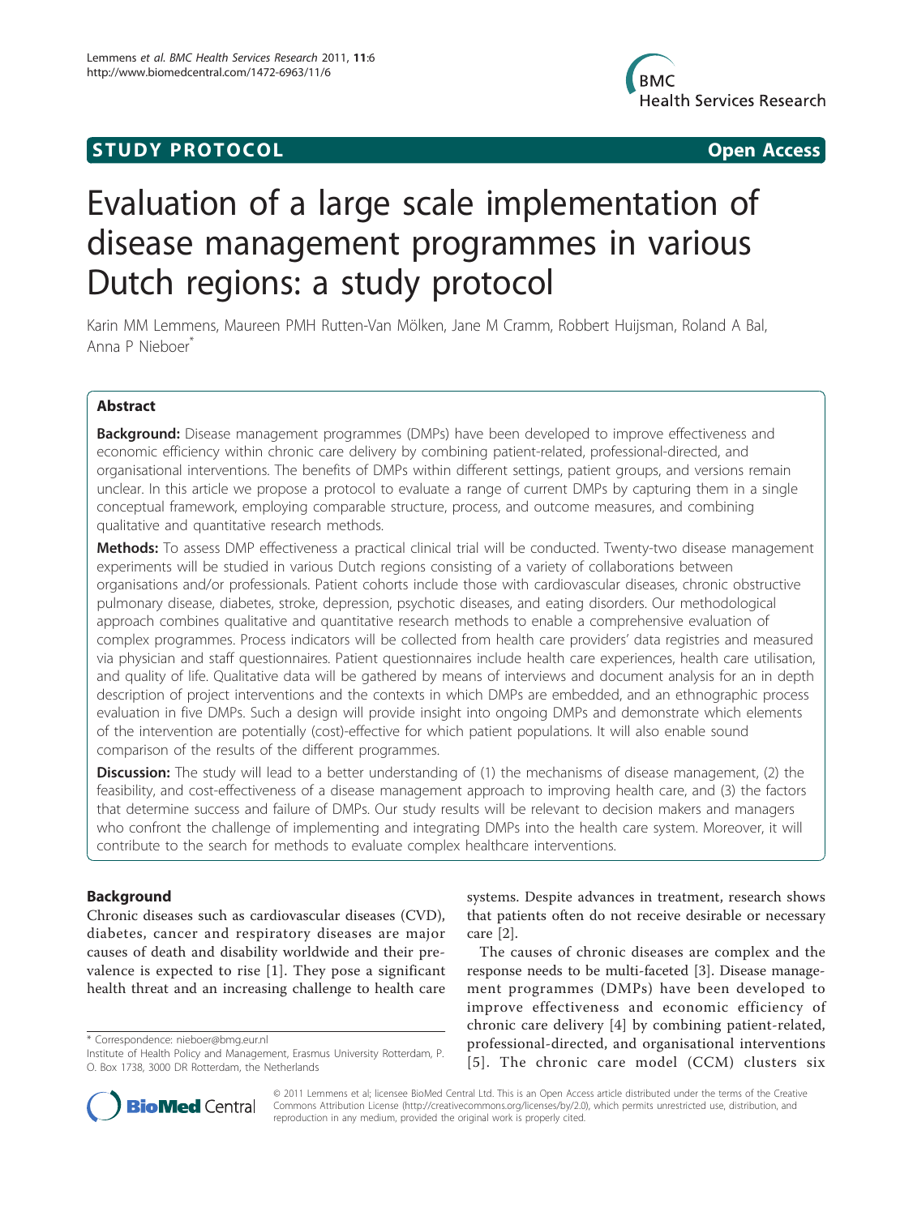STUDY PROTOCOL — Open Access

# Evaluation of a large scale implementation of disease management programmes in various Dutch regions: a study protocol

Karin MM Lemmens, Maureen PMH Rutten-Van Mölken, Jane M Cramm, Robbert Huijsman, Roland A Bal, Anna P Nieboer*

## Abstract

**Background:** Disease management programmes (DMPs) have been developed to improve effectiveness and economic efficiency within chronic care delivery by combining patient-related, professional-directed, and organisational interventions. The benefits of DMPs within different settings, patient groups, and versions remain unclear. In this article we propose a protocol to evaluate a range of current DMPs by capturing them in a single conceptual framework, employing comparable structure, process, and outcome measures, and combining qualitative and quantitative research methods.

**Methods:** To assess DMP effectiveness a practical clinical trial will be conducted. Twenty-two disease management experiments will be studied in various Dutch regions consisting of a variety of collaborations between organisations and/or professionals. Patient cohorts include those with cardiovascular diseases, chronic obstructive pulmonary disease, diabetes, stroke, depression, psychotic diseases, and eating disorders. Our methodological approach combines qualitative and quantitative research methods to enable a comprehensive evaluation of complex programmes. Process indicators will be collected from health care providers' data registries and measured via physician and staff questionnaires. Patient questionnaires include health care experiences, health care utilisation, and quality of life. Qualitative data will be gathered by means of interviews and document analysis for an in depth description of project interventions and the contexts in which DMPs are embedded, and an ethnographic process evaluation in five DMPs. Such a design will provide insight into ongoing DMPs and demonstrate which elements of the intervention are potentially (cost)-effective for which patient populations. It will also enable sound comparison of the results of the different programmes.

**Discussion:** The study will lead to a better understanding of (1) the mechanisms of disease management, (2) the feasibility, and cost-effectiveness of a disease management approach to improving health care, and (3) the factors that determine success and failure of DMPs. Our study results will be relevant to decision makers and managers who confront the challenge of implementing and integrating DMPs into the health care system. Moreover, it will contribute to the search for methods to evaluate complex healthcare interventions.

## Background

Chronic diseases such as cardiovascular diseases (CVD), diabetes, cancer and respiratory diseases are major causes of death and disability worldwide and their prevalence is expected to rise [1]. They pose a significant health threat and an increasing challenge to health care systems. Despite advances in treatment, research shows that patients often do not receive desirable or necessary care [2].

The causes of chronic diseases are complex and the response needs to be multi-faceted [3]. Disease management programmes (DMPs) have been developed to improve effectiveness and economic efficiency of chronic care delivery [4] by combining patient-related, professional-directed, and organisational interventions [5]. The chronic care model (CCM) clusters six

* Correspondence: nieboer@bmg.eur.nl
Institute of Health Policy and Management, Erasmus University Rotterdam, P. O. Box 1738, 3000 DR Rotterdam, the Netherlands

© 2011 Lemmens et al; licensee BioMed Central Ltd. This is an Open Access article distributed under the terms of the Creative Commons Attribution License (http://creativecommons.org/licenses/by/2.0), which permits unrestricted use, distribution, and reproduction in any medium, provided the original work is properly cited.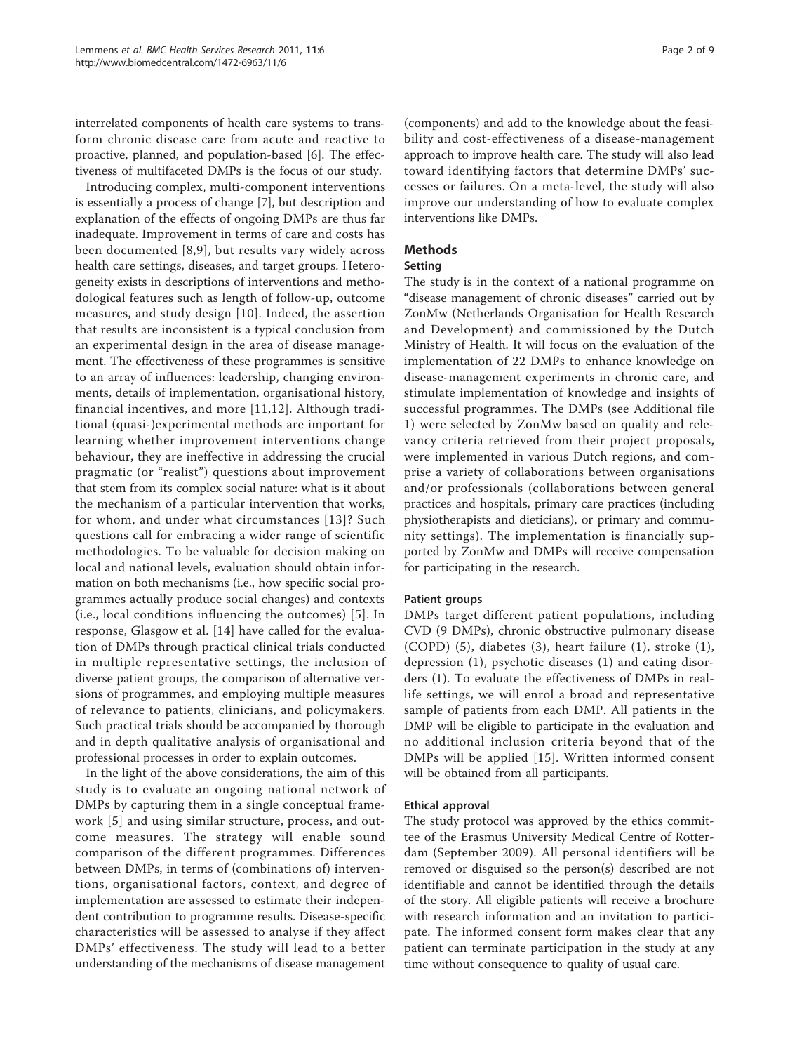interrelated components of health care systems to transform chronic disease care from acute and reactive to proactive, planned, and population-based [6]. The effectiveness of multifaceted DMPs is the focus of our study.

Introducing complex, multi-component interventions is essentially a process of change [7], but description and explanation of the effects of ongoing DMPs are thus far inadequate. Improvement in terms of care and costs has been documented [8,9], but results vary widely across health care settings, diseases, and target groups. Heterogeneity exists in descriptions of interventions and methodological features such as length of follow-up, outcome measures, and study design [10]. Indeed, the assertion that results are inconsistent is a typical conclusion from an experimental design in the area of disease management. The effectiveness of these programmes is sensitive to an array of influences: leadership, changing environments, details of implementation, organisational history, financial incentives, and more [11,12]. Although traditional (quasi-)experimental methods are important for learning whether improvement interventions change behaviour, they are ineffective in addressing the crucial pragmatic (or "realist") questions about improvement that stem from its complex social nature: what is it about the mechanism of a particular intervention that works, for whom, and under what circumstances [13]? Such questions call for embracing a wider range of scientific methodologies. To be valuable for decision making on local and national levels, evaluation should obtain information on both mechanisms (i.e., how specific social programmes actually produce social changes) and contexts (i.e., local conditions influencing the outcomes) [5]. In response, Glasgow et al. [14] have called for the evaluation of DMPs through practical clinical trials conducted in multiple representative settings, the inclusion of diverse patient groups, the comparison of alternative versions of programmes, and employing multiple measures of relevance to patients, clinicians, and policymakers. Such practical trials should be accompanied by thorough and in depth qualitative analysis of organisational and professional processes in order to explain outcomes.

In the light of the above considerations, the aim of this study is to evaluate an ongoing national network of DMPs by capturing them in a single conceptual framework [5] and using similar structure, process, and outcome measures. The strategy will enable sound comparison of the different programmes. Differences between DMPs, in terms of (combinations of) interventions, organisational factors, context, and degree of implementation are assessed to estimate their independent contribution to programme results. Disease-specific characteristics will be assessed to analyse if they affect DMPs' effectiveness. The study will lead to a better understanding of the mechanisms of disease management (components) and add to the knowledge about the feasibility and cost-effectiveness of a disease-management approach to improve health care. The study will also lead toward identifying factors that determine DMPs' successes or failures. On a meta-level, the study will also improve our understanding of how to evaluate complex interventions like DMPs.

## Methods

### Setting

The study is in the context of a national programme on "disease management of chronic diseases" carried out by ZonMw (Netherlands Organisation for Health Research and Development) and commissioned by the Dutch Ministry of Health. It will focus on the evaluation of the implementation of 22 DMPs to enhance knowledge on disease-management experiments in chronic care, and stimulate implementation of knowledge and insights of successful programmes. The DMPs (see Additional file 1) were selected by ZonMw based on quality and relevancy criteria retrieved from their project proposals, were implemented in various Dutch regions, and comprise a variety of collaborations between organisations and/or professionals (collaborations between general practices and hospitals, primary care practices (including physiotherapists and dieticians), or primary and community settings). The implementation is financially supported by ZonMw and DMPs will receive compensation for participating in the research.

#### Patient groups

DMPs target different patient populations, including CVD (9 DMPs), chronic obstructive pulmonary disease (COPD) (5), diabetes (3), heart failure (1), stroke (1), depression (1), psychotic diseases (1) and eating disorders (1). To evaluate the effectiveness of DMPs in real-life settings, we will enrol a broad and representative sample of patients from each DMP. All patients in the DMP will be eligible to participate in the evaluation and no additional inclusion criteria beyond that of the DMPs will be applied [15]. Written informed consent will be obtained from all participants.

#### Ethical approval

The study protocol was approved by the ethics committee of the Erasmus University Medical Centre of Rotterdam (September 2009). All personal identifiers will be removed or disguised so the person(s) described are not identifiable and cannot be identified through the details of the story. All eligible patients will receive a brochure with research information and an invitation to participate. The informed consent form makes clear that any patient can terminate participation in the study at any time without consequence to quality of usual care.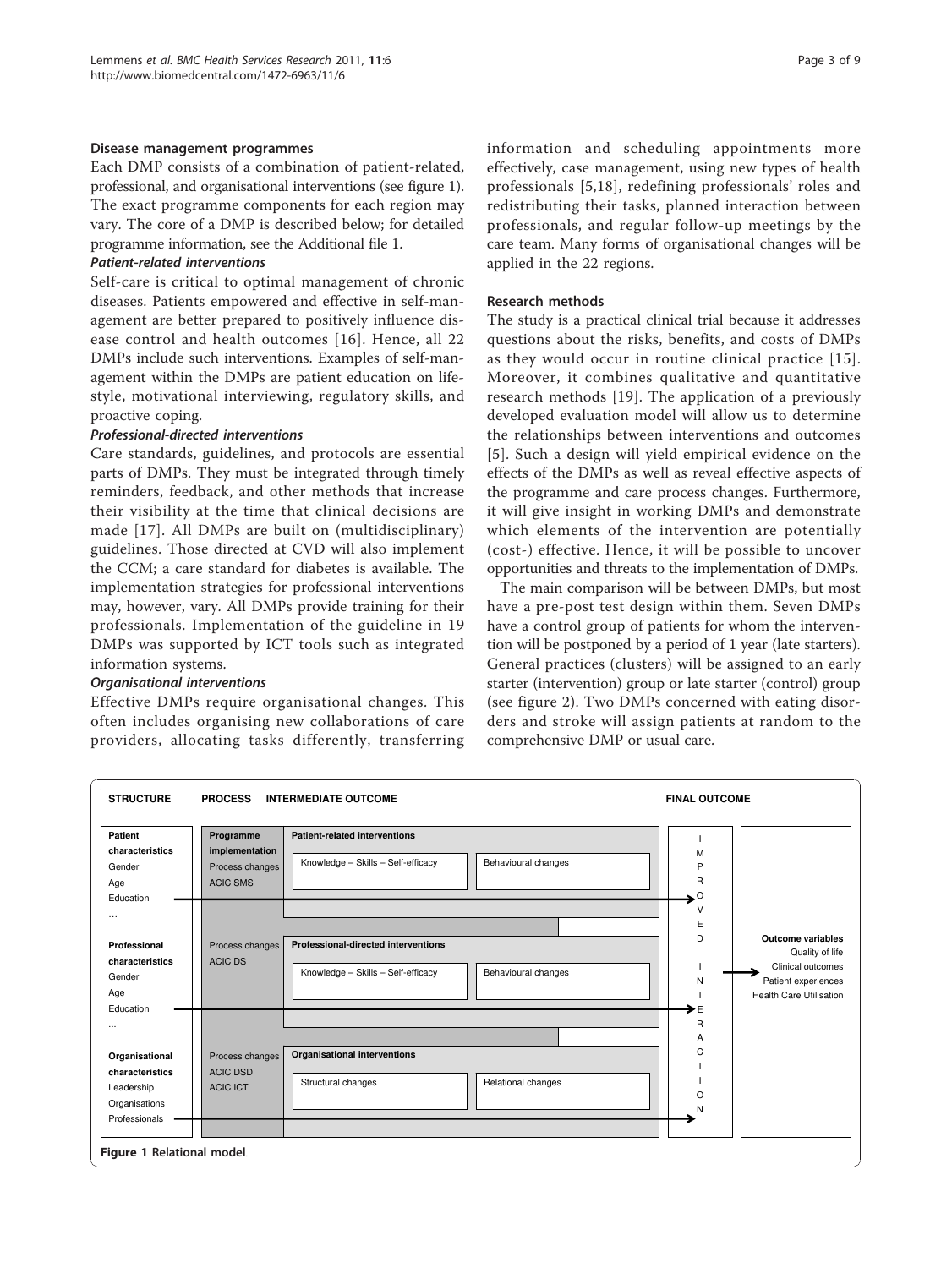### Disease management programmes

Each DMP consists of a combination of patient-related, professional, and organisational interventions (see figure 1). The exact programme components for each region may vary. The core of a DMP is described below; for detailed programme information, see the Additional file 1.

#### *Patient-related interventions*

Self-care is critical to optimal management of chronic diseases. Patients empowered and effective in self-management are better prepared to positively influence disease control and health outcomes [16]. Hence, all 22 DMPs include such interventions. Examples of self-management within the DMPs are patient education on lifestyle, motivational interviewing, regulatory skills, and proactive coping.

#### *Professional-directed interventions*

Care standards, guidelines, and protocols are essential parts of DMPs. They must be integrated through timely reminders, feedback, and other methods that increase their visibility at the time that clinical decisions are made [17]. All DMPs are built on (multidisciplinary) guidelines. Those directed at CVD will also implement the CCM; a care standard for diabetes is available. The implementation strategies for professional interventions may, however, vary. All DMPs provide training for their professionals. Implementation of the guideline in 19 DMPs was supported by ICT tools such as integrated information systems.

#### *Organisational interventions*

Effective DMPs require organisational changes. This often includes organising new collaborations of care providers, allocating tasks differently, transferring information and scheduling appointments more effectively, case management, using new types of health professionals [5,18], redefining professionals' roles and redistributing their tasks, planned interaction between professionals, and regular follow-up meetings by the care team. Many forms of organisational changes will be applied in the 22 regions.

### Research methods

The study is a practical clinical trial because it addresses questions about the risks, benefits, and costs of DMPs as they would occur in routine clinical practice [15]. Moreover, it combines qualitative and quantitative research methods [19]. The application of a previously developed evaluation model will allow us to determine the relationships between interventions and outcomes [5]. Such a design will yield empirical evidence on the effects of the DMPs as well as reveal effective aspects of the programme and care process changes. Furthermore, it will give insight in working DMPs and demonstrate which elements of the intervention are potentially (cost-) effective. Hence, it will be possible to uncover opportunities and threats to the implementation of DMPs.

The main comparison will be between DMPs, but most have a pre-post test design within them. Seven DMPs have a control group of patients for whom the intervention will be postponed by a period of 1 year (late starters). General practices (clusters) will be assigned to an early starter (intervention) group or late starter (control) group (see figure 2). Two DMPs concerned with eating disorders and stroke will assign patients at random to the comprehensive DMP or usual care.

STRUCTURE
PROCESS
INTERMEDIATE OUTCOME
FINAL OUTCOME

Patient characteristics
Gender
Age
Education
...

Professional characteristics
Gender
Age
Education
...

Organisational characteristics
Leadership
Organisations
Professionals

Programme implementation
Process changes
ACIC SMS

Process changes
ACIC DS

Process changes
ACIC DSD
ACIC ICT

Patient-related interventions
Knowledge – Skills – Self-efficacy
Behavioural changes

Professional-directed interventions
Knowledge – Skills – Self-efficacy
Behavioural changes

Organisational interventions
Structural changes
Relational changes

IMPROVED INTERACTION

Outcome variables
Quality of life
Clinical outcomes
Patient experiences
Health Care Utilisation

**Figure 1** Relational model.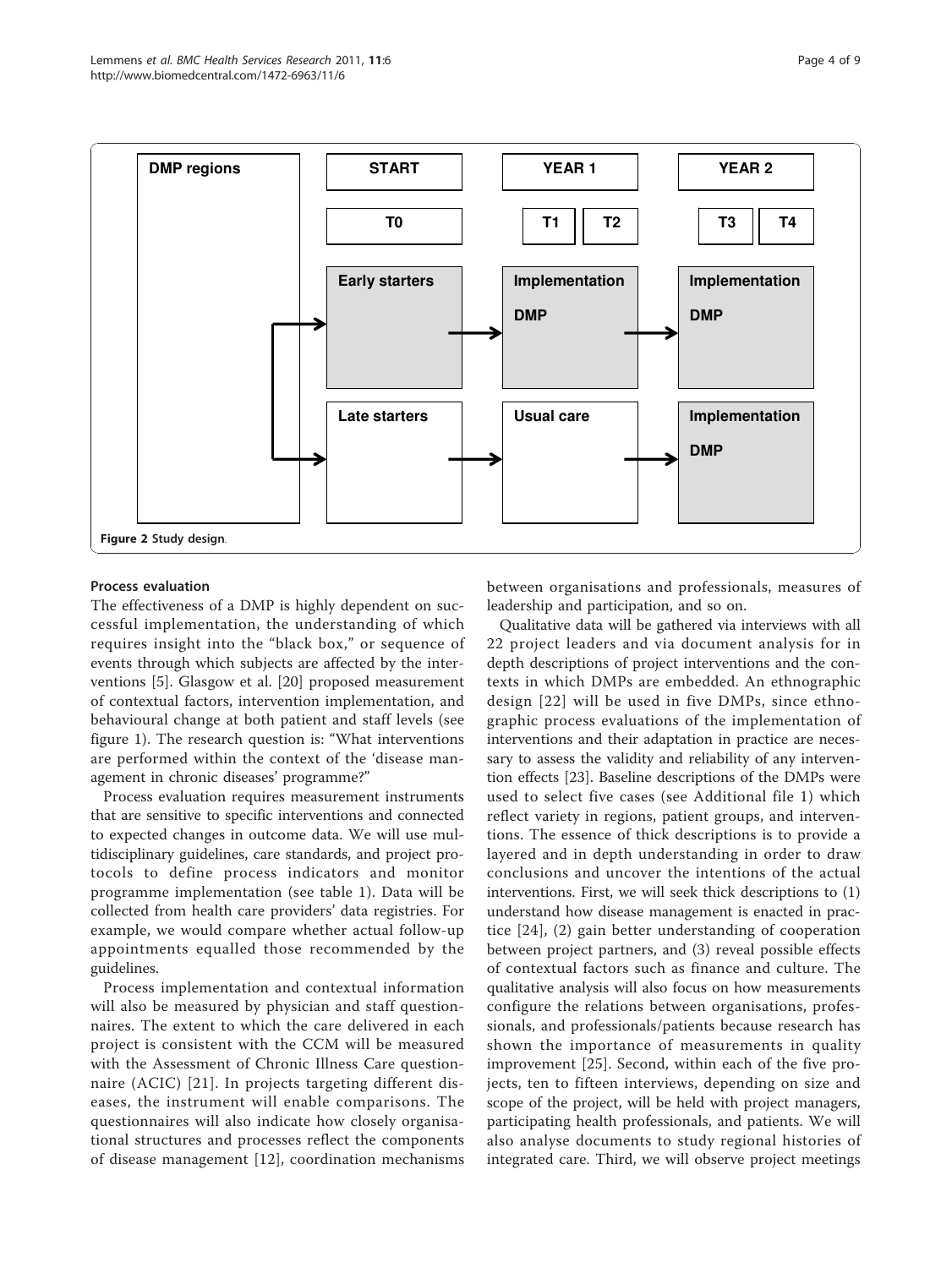DMP regions

START

YEAR 1

YEAR 2

T0

T1

T2

T3

T4

Early starters

Implementation DMP

Implementation DMP

Late starters

Usual care

Implementation DMP

**Figure 2** Study design.

### Process evaluation

The effectiveness of a DMP is highly dependent on successful implementation, the understanding of which requires insight into the "black box," or sequence of events through which subjects are affected by the interventions [5]. Glasgow et al. [20] proposed measurement of contextual factors, intervention implementation, and behavioural change at both patient and staff levels (see figure 1). The research question is: "What interventions are performed within the context of the 'disease management in chronic diseases' programme?"

Process evaluation requires measurement instruments that are sensitive to specific interventions and connected to expected changes in outcome data. We will use multidisciplinary guidelines, care standards, and project protocols to define process indicators and monitor programme implementation (see table 1). Data will be collected from health care providers' data registries. For example, we would compare whether actual follow-up appointments equalled those recommended by the guidelines.

Process implementation and contextual information will also be measured by physician and staff questionnaires. The extent to which the care delivered in each project is consistent with the CCM will be measured with the Assessment of Chronic Illness Care questionnaire (ACIC) [21]. In projects targeting different diseases, the instrument will enable comparisons. The questionnaires will also indicate how closely organisational structures and processes reflect the components of disease management [12], coordination mechanisms between organisations and professionals, measures of leadership and participation, and so on.

Qualitative data will be gathered via interviews with all 22 project leaders and via document analysis for in depth descriptions of project interventions and the contexts in which DMPs are embedded. An ethnographic design [22] will be used in five DMPs, since ethnographic process evaluations of the implementation of interventions and their adaptation in practice are necessary to assess the validity and reliability of any intervention effects [23]. Baseline descriptions of the DMPs were used to select five cases (see Additional file 1) which reflect variety in regions, patient groups, and interventions. The essence of thick descriptions is to provide a layered and in depth understanding in order to draw conclusions and uncover the intentions of the actual interventions. First, we will seek thick descriptions to (1) understand how disease management is enacted in practice [24], (2) gain better understanding of cooperation between project partners, and (3) reveal possible effects of contextual factors such as finance and culture. The qualitative analysis will also focus on how measurements configure the relations between organisations, professionals, and professionals/patients because research has shown the importance of measurements in quality improvement [25]. Second, within each of the five projects, ten to fifteen interviews, depending on size and scope of the project, will be held with project managers, participating health professionals, and patients. We will also analyse documents to study regional histories of integrated care. Third, we will observe project meetings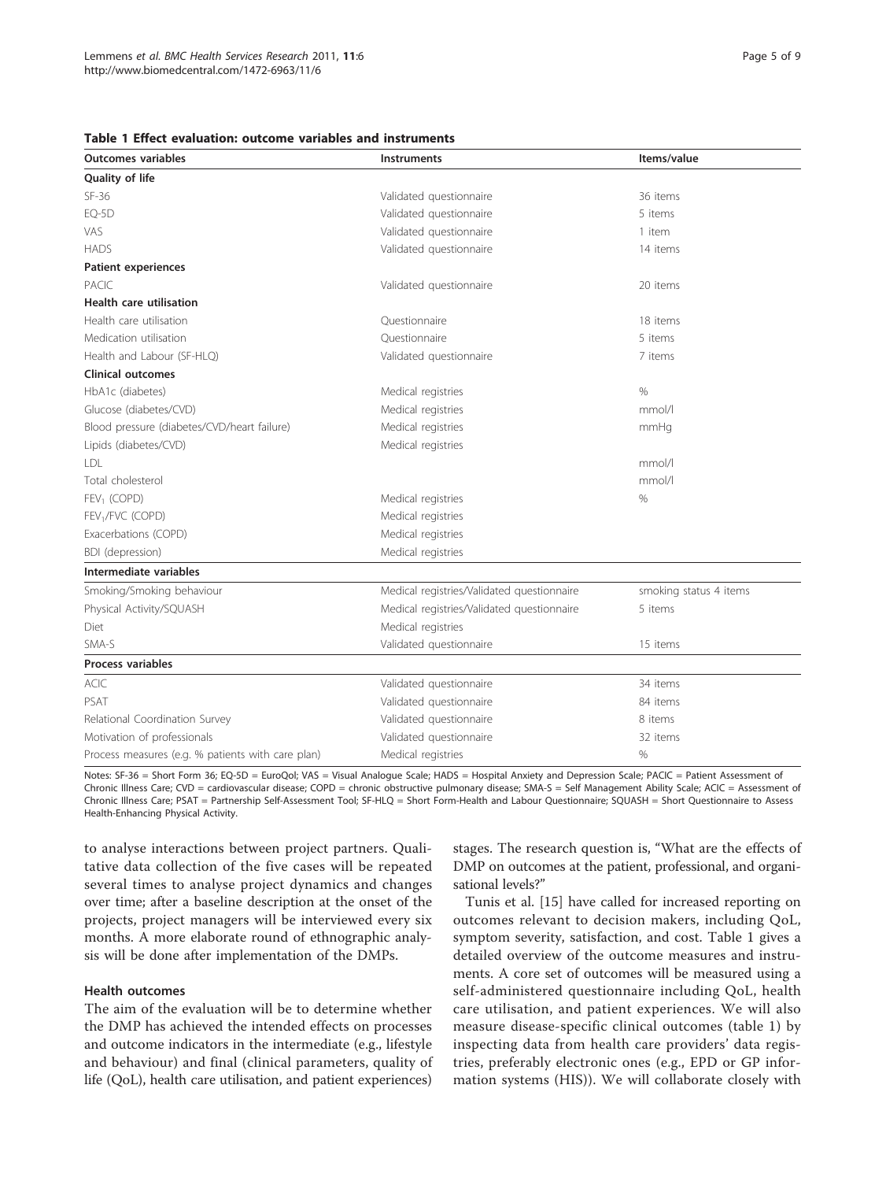**Table 1 Effect evaluation: outcome variables and instruments**

| Outcomes variables | Instruments | Items/value |
| --- | --- | --- |
| **Quality of life** | | |
| SF-36 | Validated questionnaire | 36 items |
| EQ-5D | Validated questionnaire | 5 items |
| VAS | Validated questionnaire | 1 item |
| HADS | Validated questionnaire | 14 items |
| **Patient experiences** | | |
| PACIC | Validated questionnaire | 20 items |
| **Health care utilisation** | | |
| Health care utilisation | Questionnaire | 18 items |
| Medication utilisation | Questionnaire | 5 items |
| Health and Labour (SF-HLQ) | Validated questionnaire | 7 items |
| **Clinical outcomes** | | |
| HbA1c (diabetes) | Medical registries | % |
| Glucose (diabetes/CVD) | Medical registries | mmol/l |
| Blood pressure (diabetes/CVD/heart failure) | Medical registries | mmHg |
| Lipids (diabetes/CVD) | Medical registries | |
| LDL | | mmol/l |
| Total cholesterol | | mmol/l |
| $FEV_1$ (COPD) | Medical registries | % |
| $FEV_1$/FVC (COPD) | Medical registries | |
| Exacerbations (COPD) | Medical registries | |
| BDI (depression) | Medical registries | |
| **Intermediate variables** | | |
| Smoking/Smoking behaviour | Medical registries/Validated questionnaire | smoking status 4 items |
| Physical Activity/SQUASH | Medical registries/Validated questionnaire | 5 items |
| Diet | Medical registries | |
| SMA-S | Validated questionnaire | 15 items |
| **Process variables** | | |
| ACIC | Validated questionnaire | 34 items |
| PSAT | Validated questionnaire | 84 items |
| Relational Coordination Survey | Validated questionnaire | 8 items |
| Motivation of professionals | Validated questionnaire | 32 items |
| Process measures (e.g. % patients with care plan) | Medical registries | % |

Notes: SF-36 = Short Form 36; EQ-5D = EuroQol; VAS = Visual Analogue Scale; HADS = Hospital Anxiety and Depression Scale; PACIC = Patient Assessment of Chronic Illness Care; CVD = cardiovascular disease; COPD = chronic obstructive pulmonary disease; SMA-S = Self Management Ability Scale; ACIC = Assessment of Chronic Illness Care; PSAT = Partnership Self-Assessment Tool; SF-HLQ = Short Form-Health and Labour Questionnaire; SQUASH = Short Questionnaire to Assess Health-Enhancing Physical Activity.

to analyse interactions between project partners. Qualitative data collection of the five cases will be repeated several times to analyse project dynamics and changes over time; after a baseline description at the onset of the projects, project managers will be interviewed every six months. A more elaborate round of ethnographic analysis will be done after implementation of the DMPs.

### Health outcomes

The aim of the evaluation will be to determine whether the DMP has achieved the intended effects on processes and outcome indicators in the intermediate (e.g., lifestyle and behaviour) and final (clinical parameters, quality of life (QoL), health care utilisation, and patient experiences) stages. The research question is, "What are the effects of DMP on outcomes at the patient, professional, and organisational levels?"

Tunis et al. [15] have called for increased reporting on outcomes relevant to decision makers, including QoL, symptom severity, satisfaction, and cost. Table 1 gives a detailed overview of the outcome measures and instruments. A core set of outcomes will be measured using a self-administered questionnaire including QoL, health care utilisation, and patient experiences. We will also measure disease-specific clinical outcomes (table 1) by inspecting data from health care providers' data registries, preferably electronic ones (e.g., EPD or GP information systems (HIS)). We will collaborate closely with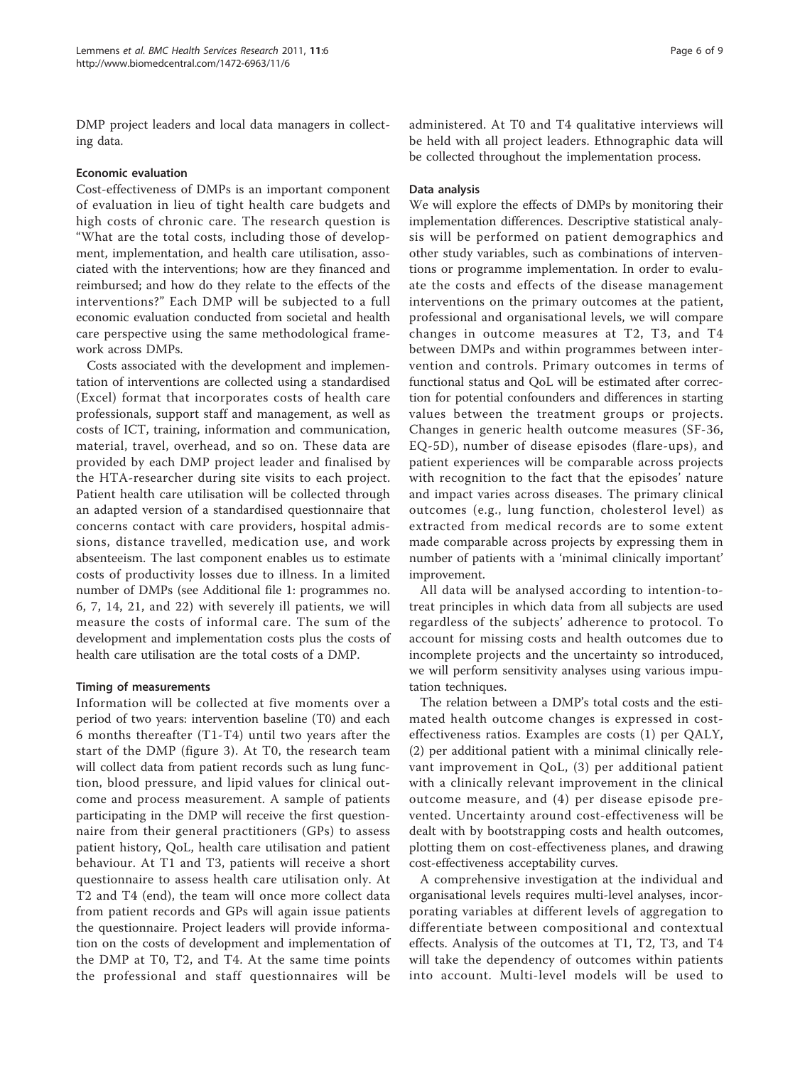DMP project leaders and local data managers in collecting data.

### Economic evaluation

Cost-effectiveness of DMPs is an important component of evaluation in lieu of tight health care budgets and high costs of chronic care. The research question is "What are the total costs, including those of development, implementation, and health care utilisation, associated with the interventions; how are they financed and reimbursed; and how do they relate to the effects of the interventions?" Each DMP will be subjected to a full economic evaluation conducted from societal and health care perspective using the same methodological framework across DMPs.

Costs associated with the development and implementation of interventions are collected using a standardised (Excel) format that incorporates costs of health care professionals, support staff and management, as well as costs of ICT, training, information and communication, material, travel, overhead, and so on. These data are provided by each DMP project leader and finalised by the HTA-researcher during site visits to each project. Patient health care utilisation will be collected through an adapted version of a standardised questionnaire that concerns contact with care providers, hospital admissions, distance travelled, medication use, and work absenteeism. The last component enables us to estimate costs of productivity losses due to illness. In a limited number of DMPs (see Additional file 1: programmes no. 6, 7, 14, 21, and 22) with severely ill patients, we will measure the costs of informal care. The sum of the development and implementation costs plus the costs of health care utilisation are the total costs of a DMP.

### Timing of measurements

Information will be collected at five moments over a period of two years: intervention baseline (T0) and each 6 months thereafter (T1-T4) until two years after the start of the DMP (figure 3). At T0, the research team will collect data from patient records such as lung function, blood pressure, and lipid values for clinical outcome and process measurement. A sample of patients participating in the DMP will receive the first questionnaire from their general practitioners (GPs) to assess patient history, QoL, health care utilisation and patient behaviour. At T1 and T3, patients will receive a short questionnaire to assess health care utilisation only. At T2 and T4 (end), the team will once more collect data from patient records and GPs will again issue patients the questionnaire. Project leaders will provide information on the costs of development and implementation of the DMP at T0, T2, and T4. At the same time points the professional and staff questionnaires will be administered. At T0 and T4 qualitative interviews will be held with all project leaders. Ethnographic data will be collected throughout the implementation process.

### Data analysis

We will explore the effects of DMPs by monitoring their implementation differences. Descriptive statistical analysis will be performed on patient demographics and other study variables, such as combinations of interventions or programme implementation. In order to evaluate the costs and effects of the disease management interventions on the primary outcomes at the patient, professional and organisational levels, we will compare changes in outcome measures at T2, T3, and T4 between DMPs and within programmes between intervention and controls. Primary outcomes in terms of functional status and QoL will be estimated after correction for potential confounders and differences in starting values between the treatment groups or projects. Changes in generic health outcome measures (SF-36, EQ-5D), number of disease episodes (flare-ups), and patient experiences will be comparable across projects with recognition to the fact that the episodes' nature and impact varies across diseases. The primary clinical outcomes (e.g., lung function, cholesterol level) as extracted from medical records are to some extent made comparable across projects by expressing them in number of patients with a 'minimal clinically important' improvement.

All data will be analysed according to intention-to-treat principles in which data from all subjects are used regardless of the subjects' adherence to protocol. To account for missing costs and health outcomes due to incomplete projects and the uncertainty so introduced, we will perform sensitivity analyses using various imputation techniques.

The relation between a DMP's total costs and the estimated health outcome changes is expressed in cost-effectiveness ratios. Examples are costs (1) per QALY, (2) per additional patient with a minimal clinically relevant improvement in QoL, (3) per additional patient with a clinically relevant improvement in the clinical outcome measure, and (4) per disease episode prevented. Uncertainty around cost-effectiveness will be dealt with by bootstrapping costs and health outcomes, plotting them on cost-effectiveness planes, and drawing cost-effectiveness acceptability curves.

A comprehensive investigation at the individual and organisational levels requires multi-level analyses, incorporating variables at different levels of aggregation to differentiate between compositional and contextual effects. Analysis of the outcomes at T1, T2, T3, and T4 will take the dependency of outcomes within patients into account. Multi-level models will be used to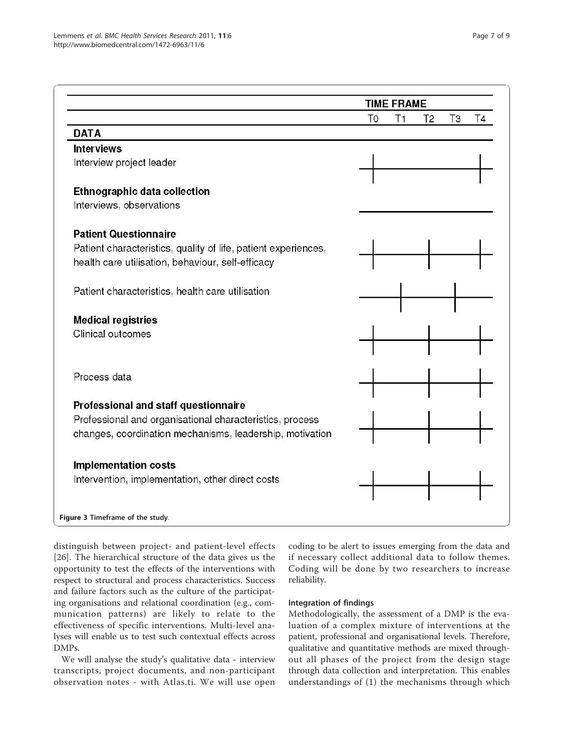TIME FRAME

T0 T1 T2 T3 T4

DATA

**Interviews**

Interview project leader

**Ethnographic data collection**

Interviews, observations

**Patient Questionnaire**

Patient characteristics, quality of life, patient experiences, health care utilisation, behaviour, self-efficacy

Patient characteristics, health care utilisation

**Medical registries**

Clinical outcomes

Process data

**Professional and staff questionnaire**

Professional and organisational characteristics, process changes, coordination mechanisms, leadership, motivation

**Implementation costs**

Intervention, implementation, other direct costs

**Figure 3** Timeframe of the study.

distinguish between project- and patient-level effects [26]. The hierarchical structure of the data gives us the opportunity to test the effects of the interventions with respect to structural and process characteristics. Success and failure factors such as the culture of the participating organisations and relational coordination (e.g., communication patterns) are likely to relate to the effectiveness of specific interventions. Multi-level analyses will enable us to test such contextual effects across DMPs.

We will analyse the study's qualitative data - interview transcripts, project documents, and non-participant observation notes - with Atlas.ti. We will use open coding to be alert to issues emerging from the data and if necessary collect additional data to follow themes. Coding will be done by two researchers to increase reliability.

#### Integration of findings

Methodologically, the assessment of a DMP is the evaluation of a complex mixture of interventions at the patient, professional and organisational levels. Therefore, qualitative and quantitative methods are mixed throughout all phases of the project from the design stage through data collection and interpretation. This enables understandings of (1) the mechanisms through which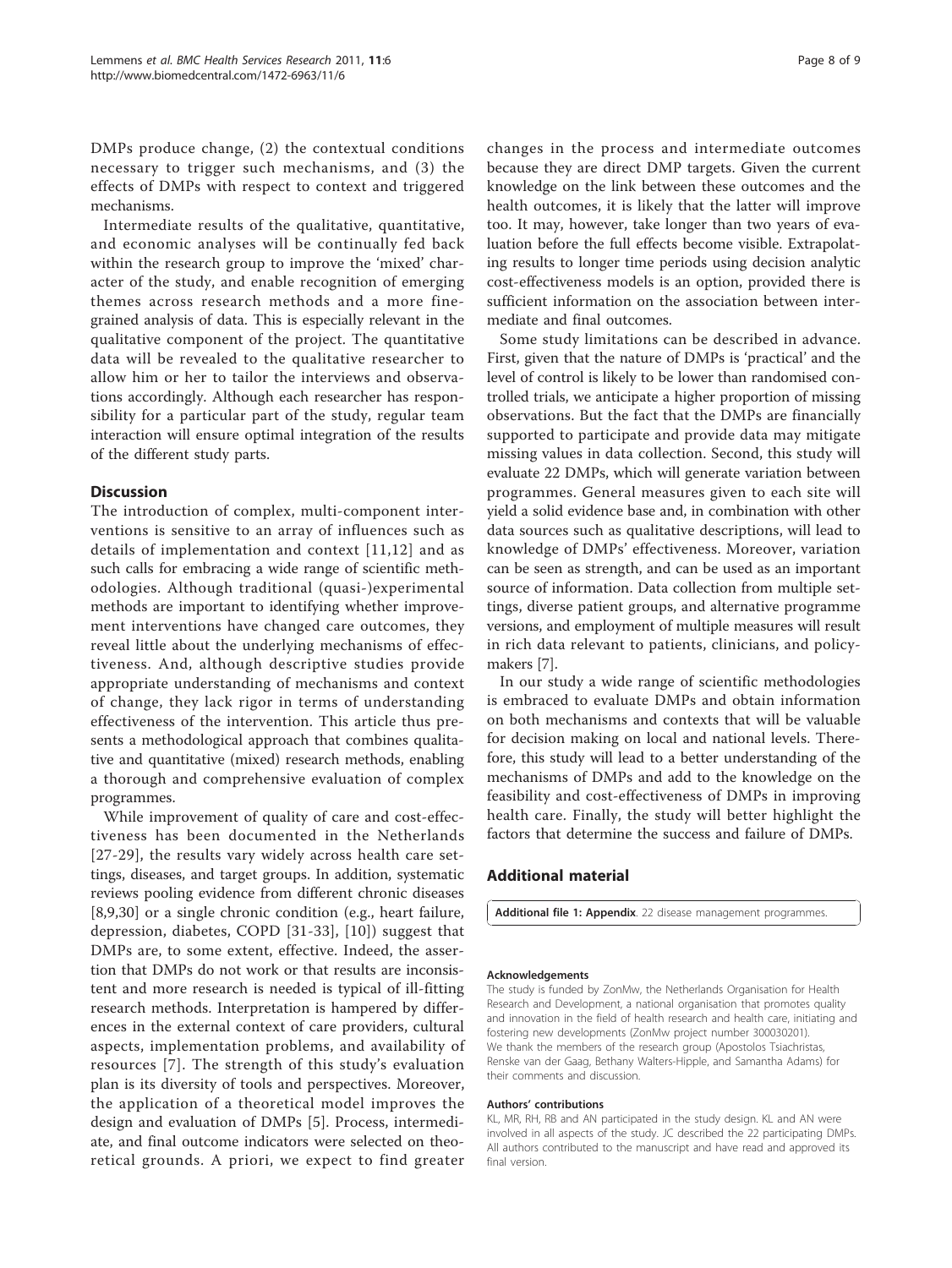DMPs produce change, (2) the contextual conditions necessary to trigger such mechanisms, and (3) the effects of DMPs with respect to context and triggered mechanisms.

Intermediate results of the qualitative, quantitative, and economic analyses will be continually fed back within the research group to improve the 'mixed' character of the study, and enable recognition of emerging themes across research methods and a more fine-grained analysis of data. This is especially relevant in the qualitative component of the project. The quantitative data will be revealed to the qualitative researcher to allow him or her to tailor the interviews and observations accordingly. Although each researcher has responsibility for a particular part of the study, regular team interaction will ensure optimal integration of the results of the different study parts.

## Discussion

The introduction of complex, multi-component interventions is sensitive to an array of influences such as details of implementation and context [11,12] and as such calls for embracing a wide range of scientific methodologies. Although traditional (quasi-)experimental methods are important to identifying whether improvement interventions have changed care outcomes, they reveal little about the underlying mechanisms of effectiveness. And, although descriptive studies provide appropriate understanding of mechanisms and context of change, they lack rigor in terms of understanding effectiveness of the intervention. This article thus presents a methodological approach that combines qualitative and quantitative (mixed) research methods, enabling a thorough and comprehensive evaluation of complex programmes.

While improvement of quality of care and cost-effectiveness has been documented in the Netherlands [27-29], the results vary widely across health care settings, diseases, and target groups. In addition, systematic reviews pooling evidence from different chronic diseases [8,9,30] or a single chronic condition (e.g., heart failure, depression, diabetes, COPD [31-33], [10]) suggest that DMPs are, to some extent, effective. Indeed, the assertion that DMPs do not work or that results are inconsistent and more research is needed is typical of ill-fitting research methods. Interpretation is hampered by differences in the external context of care providers, cultural aspects, implementation problems, and availability of resources [7]. The strength of this study's evaluation plan is its diversity of tools and perspectives. Moreover, the application of a theoretical model improves the design and evaluation of DMPs [5]. Process, intermediate, and final outcome indicators were selected on theoretical grounds. A priori, we expect to find greater changes in the process and intermediate outcomes because they are direct DMP targets. Given the current knowledge on the link between these outcomes and the health outcomes, it is likely that the latter will improve too. It may, however, take longer than two years of evaluation before the full effects become visible. Extrapolating results to longer time periods using decision analytic cost-effectiveness models is an option, provided there is sufficient information on the association between intermediate and final outcomes.

Some study limitations can be described in advance. First, given that the nature of DMPs is 'practical' and the level of control is likely to be lower than randomised controlled trials, we anticipate a higher proportion of missing observations. But the fact that the DMPs are financially supported to participate and provide data may mitigate missing values in data collection. Second, this study will evaluate 22 DMPs, which will generate variation between programmes. General measures given to each site will yield a solid evidence base and, in combination with other data sources such as qualitative descriptions, will lead to knowledge of DMPs' effectiveness. Moreover, variation can be seen as strength, and can be used as an important source of information. Data collection from multiple settings, diverse patient groups, and alternative programme versions, and employment of multiple measures will result in rich data relevant to patients, clinicians, and policy-makers [7].

In our study a wide range of scientific methodologies is embraced to evaluate DMPs and obtain information on both mechanisms and contexts that will be valuable for decision making on local and national levels. Therefore, this study will lead to a better understanding of the mechanisms of DMPs and add to the knowledge on the feasibility and cost-effectiveness of DMPs in improving health care. Finally, the study will better highlight the factors that determine the success and failure of DMPs.

## Additional material

**Additional file 1: Appendix**. 22 disease management programmes.

#### Acknowledgements

The study is funded by ZonMw, the Netherlands Organisation for Health Research and Development, a national organisation that promotes quality and innovation in the field of health research and health care, initiating and fostering new developments (ZonMw project number 300030201).
We thank the members of the research group (Apostolos Tsiachristas, Renske van der Gaag, Bethany Walters-Hipple, and Samantha Adams) for their comments and discussion.

#### Authors' contributions

KL, MR, RH, RB and AN participated in the study design. KL and AN were involved in all aspects of the study. JC described the 22 participating DMPs. All authors contributed to the manuscript and have read and approved its final version.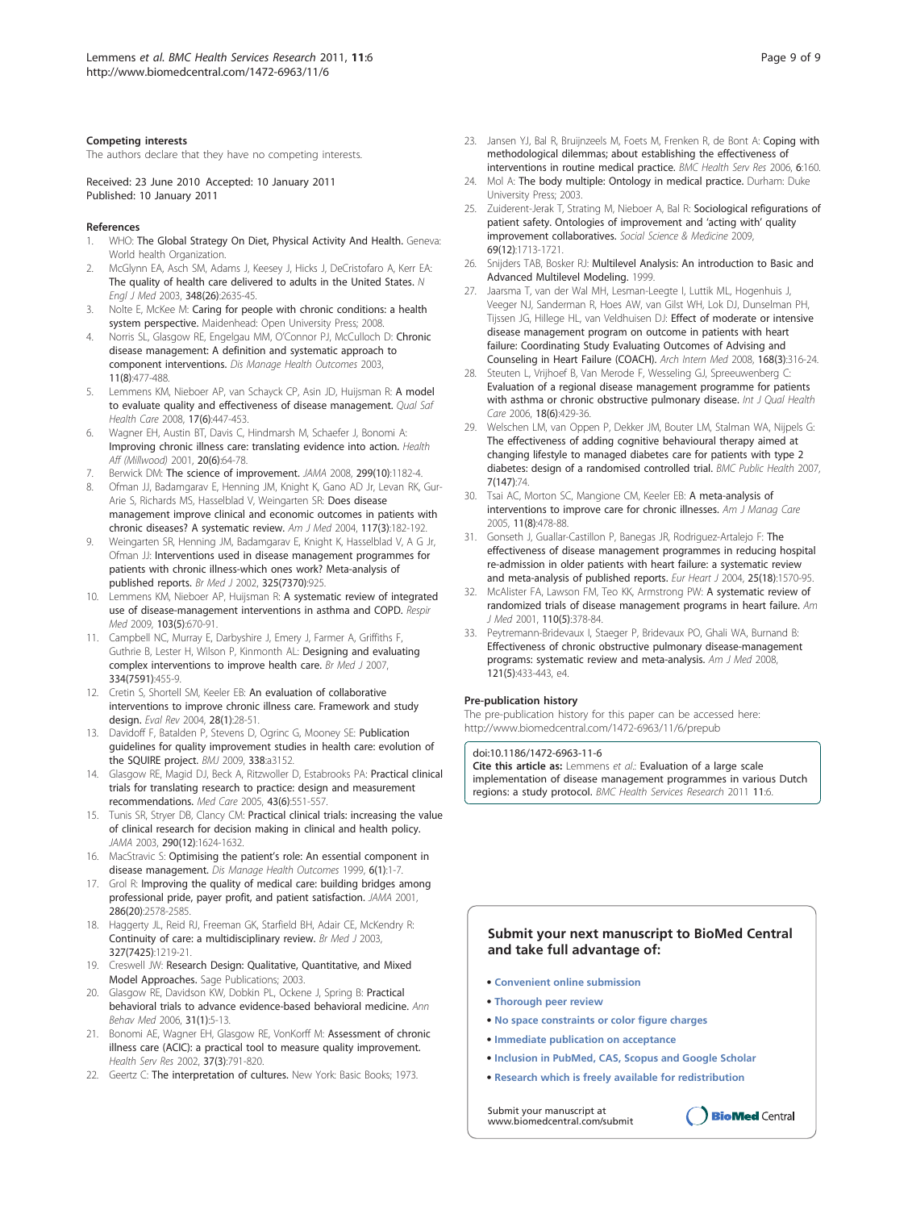## Competing interests

The authors declare that they have no competing interests.

Received: 23 June 2010 Accepted: 10 January 2011
Published: 10 January 2011

## References

1. WHO: **The Global Strategy On Diet, Physical Activity And Health.** Geneva: World health Organization.
2. McGlynn EA, Asch SM, Adams J, Keesey J, Hicks J, DeCristofaro A, Kerr EA: **The quality of health care delivered to adults in the United States.** *N Engl J Med* 2003, **348(26)**:2635-45.
3. Nolte E, McKee M: **Caring for people with chronic conditions: a health system perspective.** Maidenhead: Open University Press; 2008.
4. Norris SL, Glasgow RE, Engelgau MM, O'Connor PJ, McCulloch D: **Chronic disease management: A definition and systematic approach to component interventions.** *Dis Manage Health Outcomes* 2003, **11(8)**:477-488.
5. Lemmens KM, Nieboer AP, van Schayck CP, Asin JD, Huijsman R: **A model to evaluate quality and effectiveness of disease management.** *Qual Saf Health Care* 2008, **17(6)**:447-453.
6. Wagner EH, Austin BT, Davis C, Hindmarsh M, Schaefer J, Bonomi A: **Improving chronic illness care: translating evidence into action.** *Health Aff (Millwood)* 2001, **20(6)**:64-78.
7. Berwick DM: **The science of improvement.** *JAMA* 2008, **299(10)**:1182-4.
8. Ofman JJ, Badamgarav E, Henning JM, Knight K, Gano AD Jr, Levan RK, Gur-Arie S, Richards MS, Hasselblad V, Weingarten SR: **Does disease management improve clinical and economic outcomes in patients with chronic diseases? A systematic review.** *Am J Med* 2004, **117(3)**:182-192.
9. Weingarten SR, Henning JM, Badamgarav E, Knight K, Hasselblad V, A G Jr, Ofman JJ: **Interventions used in disease management programmes for patients with chronic illness-which ones work? Meta-analysis of published reports.** *Br Med J* 2002, **325(7370)**:925.
10. Lemmens KM, Nieboer AP, Huijsman R: **A systematic review of integrated use of disease-management interventions in asthma and COPD.** *Respir Med* 2009, **103(5)**:670-91.
11. Campbell NC, Murray E, Darbyshire J, Emery J, Farmer A, Griffiths F, Guthrie B, Lester H, Wilson P, Kinmonth AL: **Designing and evaluating complex interventions to improve health care.** *Br Med J* 2007, **334(7591)**:455-9.
12. Cretin S, Shortell SM, Keeler EB: **An evaluation of collaborative interventions to improve chronic illness care. Framework and study design.** *Eval Rev* 2004, **28(1)**:28-51.
13. Davidoff F, Batalden P, Stevens D, Ogrinc G, Mooney SE: **Publication guidelines for quality improvement studies in health care: evolution of the SQUIRE project.** *BMJ* 2009, **338**:a3152.
14. Glasgow RE, Magid DJ, Beck A, Ritzwoller D, Estabrooks PA: **Practical clinical trials for translating research to practice: design and measurement recommendations.** *Med Care* 2005, **43(6)**:551-557.
15. Tunis SR, Stryer DB, Clancy CM: **Practical clinical trials: increasing the value of clinical research for decision making in clinical and health policy.** *JAMA* 2003, **290(12)**:1624-1632.
16. MacStravic S: **Optimising the patient's role: An essential component in disease management.** *Dis Manage Health Outcomes* 1999, **6(1)**:1-7.
17. Grol R: **Improving the quality of medical care: building bridges among professional pride, payer profit, and patient satisfaction.** *JAMA* 2001, **286(20)**:2578-2585.
18. Haggerty JL, Reid RJ, Freeman GK, Starfield BH, Adair CE, McKendry R: **Continuity of care: a multidisciplinary review.** *Br Med J* 2003, **327(7425)**:1219-21.
19. Creswell JW: **Research Design: Qualitative, Quantitative, and Mixed Model Approaches.** Sage Publications; 2003.
20. Glasgow RE, Davidson KW, Dobkin PL, Ockene J, Spring B: **Practical behavioral trials to advance evidence-based behavioral medicine.** *Ann Behav Med* 2006, **31(1)**:5-13.
21. Bonomi AE, Wagner EH, Glasgow RE, VonKorff M: **Assessment of chronic illness care (ACIC): a practical tool to measure quality improvement.** *Health Serv Res* 2002, **37(3)**:791-820.
22. Geertz C: **The interpretation of cultures.** New York: Basic Books; 1973.
23. Jansen YJ, Bal R, Bruijnzeels M, Foets M, Frenken R, de Bont A: **Coping with methodological dilemmas; about establishing the effectiveness of interventions in routine medical practice.** *BMC Health Serv Res* 2006, **6**:160.
24. Mol A: **The body multiple: Ontology in medical practice.** Durham: Duke University Press; 2003.
25. Zuiderent-Jerak T, Strating M, Nieboer A, Bal R: **Sociological refigurations of patient safety. Ontologies of improvement and 'acting with' quality improvement collaboratives.** *Social Science & Medicine* 2009, **69(12)**:1713-1721.
26. Snijders TAB, Bosker RJ: **Multilevel Analysis: An introduction to Basic and Advanced Multilevel Modeling.** 1999.
27. Jaarsma T, van der Wal MH, Lesman-Leegte I, Luttik ML, Hogenhuis J, Veeger NJ, Sanderman R, Hoes AW, van Gilst WH, Lok DJ, Dunselman PH, Tijssen JG, Hillege HL, van Veldhuisen DJ: **Effect of moderate or intensive disease management program on outcome in patients with heart failure: Coordinating Study Evaluating Outcomes of Advising and Counseling in Heart Failure (COACH).** *Arch Intern Med* 2008, **168(3)**:316-24.
28. Steuten L, Vrijhoef B, Van Merode F, Wesseling GJ, Spreeuwenberg C: **Evaluation of a regional disease management programme for patients with asthma or chronic obstructive pulmonary disease.** *Int J Qual Health Care* 2006, **18(6)**:429-36.
29. Welschen LM, van Oppen P, Dekker JM, Bouter LM, Stalman WA, Nijpels G: **The effectiveness of adding cognitive behavioural therapy aimed at changing lifestyle to managed diabetes care for patients with type 2 diabetes: design of a randomised controlled trial.** *BMC Public Health* 2007, **7(147)**:74.
30. Tsai AC, Morton SC, Mangione CM, Keeler EB: **A meta-analysis of interventions to improve care for chronic illnesses.** *Am J Manag Care* 2005, **11(8)**:478-88.
31. Gonseth J, Guallar-Castillon P, Banegas JR, Rodriguez-Artalejo F: **The effectiveness of disease management programmes in reducing hospital re-admission in older patients with heart failure: a systematic review and meta-analysis of published reports.** *Eur Heart J* 2004, **25(18)**:1570-95.
32. McAlister FA, Lawson FM, Teo KK, Armstrong PW: **A systematic review of randomized trials of disease management programs in heart failure.** *Am J Med* 2001, **110(5)**:378-84.
33. Peytremann-Bridevaux I, Staeger P, Bridevaux PO, Ghali WA, Burnand B: **Effectiveness of chronic obstructive pulmonary disease-management programs: systematic review and meta-analysis.** *Am J Med* 2008, **121(5)**:433-443, e4.

## Pre-publication history

The pre-publication history for this paper can be accessed here:
http://www.biomedcentral.com/1472-6963/11/6/prepub

doi:10.1186/1472-6963-11-6
**Cite this article as:** Lemmens *et al.*: Evaluation of a large scale implementation of disease management programmes in various Dutch regions: a study protocol. *BMC Health Services Research* 2011 **11**:6.

**Submit your next manuscript to BioMed Central and take full advantage of:**

- **Convenient online submission**
- **Thorough peer review**
- **No space constraints or color figure charges**
- **Immediate publication on acceptance**
- **Inclusion in PubMed, CAS, Scopus and Google Scholar**
- **Research which is freely available for redistribution**

Submit your manuscript at
www.biomedcentral.com/submit

BioMed Central